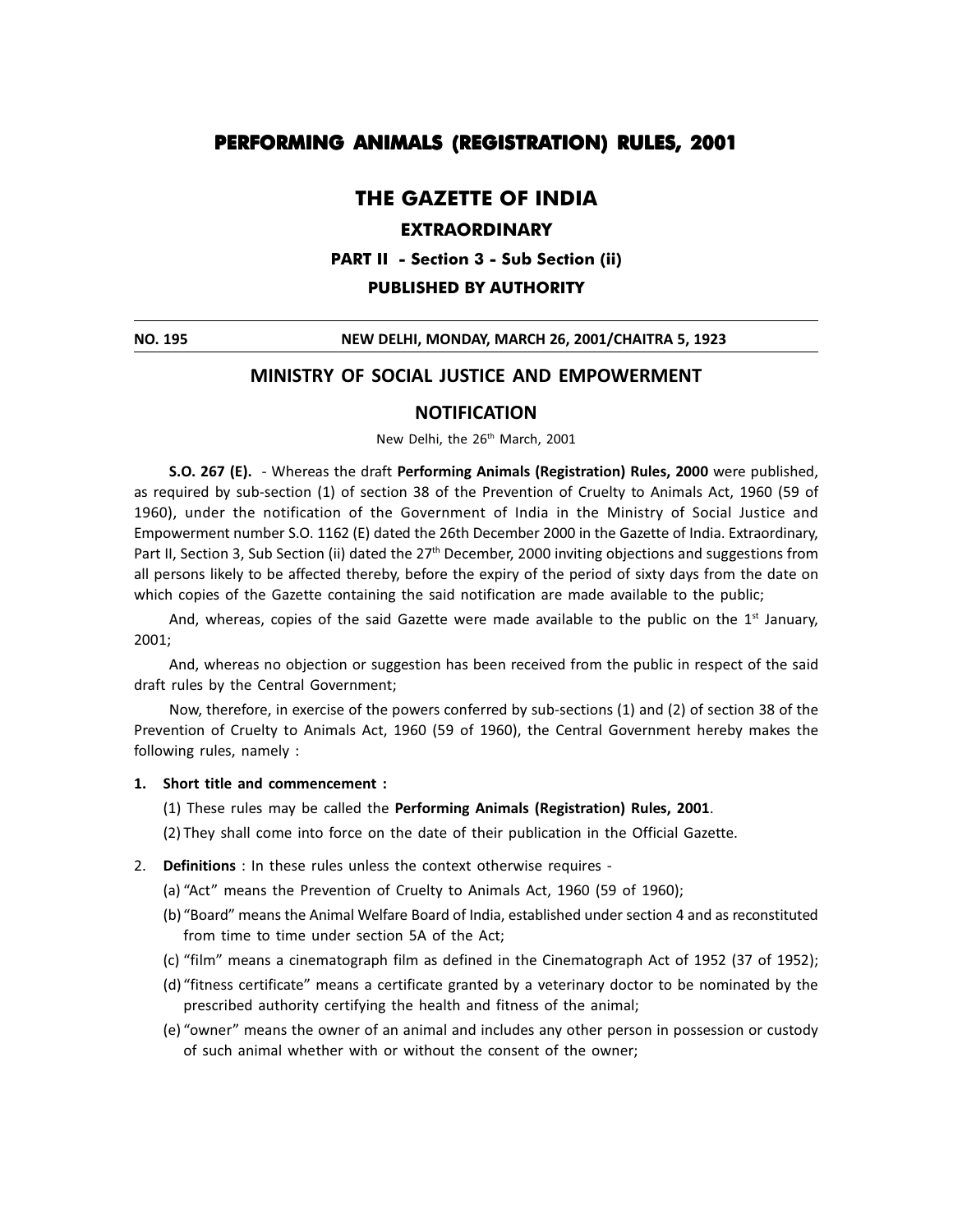# PERFORMING ANIMALS (REGISTRATION) RULES, 2001

## THE GAZETTE OF INDIA

### EXTRAORDINARY

**PART II - Section 3 - Sub Section (ii)**

**PUBLISHED BY AUTHORITY**

**NO. 195 NEW DELHI, MONDAY, MARCH 26, 2001/CHAITRA 5, 1923**

## MINISTRY OF SOCIAL JUSTICE AND EMPOWERMENT

## NOTIFICATION

New Delhi, the 26th March, 2001

**S.O. 267 (E).** - Whereas the draft **Performing Animals (Registration) Rules, 2000** were published, as required by sub-section (1) of section 38 of the Prevention of Cruelty to Animals Act, 1960 (59 of 1960), under the notification of the Government of India in the Ministry of Social Justice and Empowerment number S.O. 1162 (E) dated the 26th December 2000 in the Gazette of India. Extraordinary, Part II, Section 3, Sub Section (ii) dated the 27th December, 2000 inviting objections and suggestions from all persons likely to be affected thereby, before the expiry of the period of sixty days from the date on which copies of the Gazette containing the said notification are made available to the public;

And, whereas, copies of the said Gazette were made available to the public on the 1st January, 2001;

And, whereas no objection or suggestion has been received from the public in respect of the said draft rules by the Central Government;

Now, therefore, in exercise of the powers conferred by sub-sections (1) and (2) of section 38 of the Prevention of Cruelty to Animals Act, 1960 (59 of 1960), the Central Government hereby makes the following rules, namely :

**1. Short title and commencement :**

(1) These rules may be called the **Performing Animals (Registration) Rules, 2001**.

(2) They shall come into force on the date of their publication in the Official Gazette.

2. **Definitions** : In these rules unless the context otherwise requires -

(a) "Act" means the Prevention of Cruelty to Animals Act, 1960 (59 of 1960);

(b) "Board" means the Animal Welfare Board of India, established under section 4 and as reconstituted from time to time under section 5A of the Act;

(c) "film" means a cinematograph film as defined in the Cinematograph Act of 1952 (37 of 1952);

(d) "fitness certificate" means a certificate granted by a veterinary doctor to be nominated by the prescribed authority certifying the health and fitness of the animal;

(e) "owner" means the owner of an animal and includes any other person in possession or custody of such animal whether with or without the consent of the owner;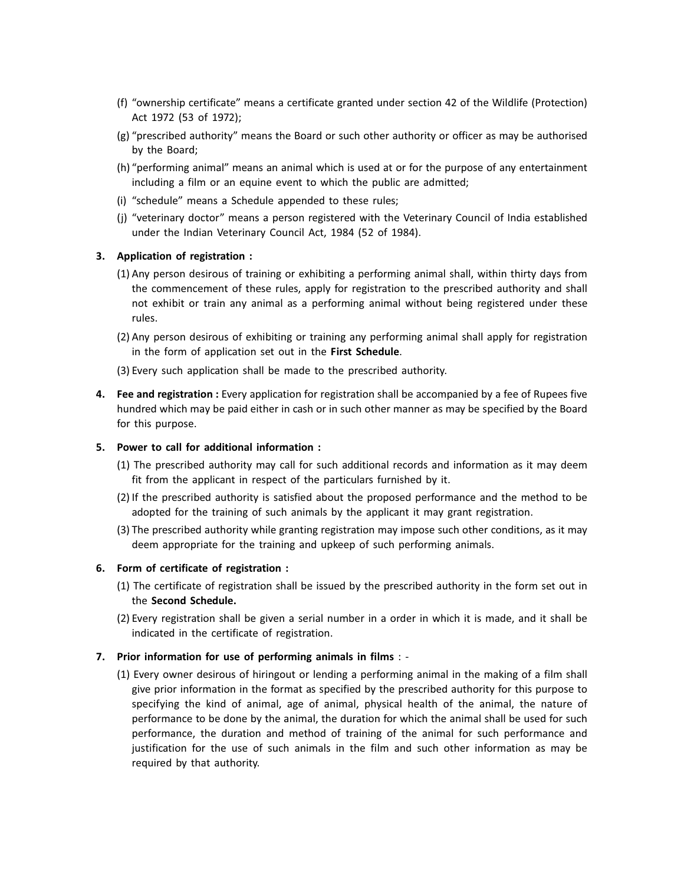(f) "ownership certificate" means a certificate granted under section 42 of the Wildlife (Protection) Act 1972 (53 of 1972);

(g) "prescribed authority" means the Board or such other authority or officer as may be authorised by the Board;

(h) "performing animal" means an animal which is used at or for the purpose of any entertainment including a film or an equine event to which the public are admitted;

(i) "schedule" means a Schedule appended to these rules;

(j) "veterinary doctor" means a person registered with the Veterinary Council of India established under the Indian Veterinary Council Act, 1984 (52 of 1984).

**3. Application of registration :**

(1) Any person desirous of training or exhibiting a performing animal shall, within thirty days from the commencement of these rules, apply for registration to the prescribed authority and shall not exhibit or train any animal as a performing animal without being registered under these rules.

(2) Any person desirous of exhibiting or training any performing animal shall apply for registration in the form of application set out in the **First Schedule**.

(3) Every such application shall be made to the prescribed authority.

**4. Fee and registration :** Every application for registration shall be accompanied by a fee of Rupees five hundred which may be paid either in cash or in such other manner as may be specified by the Board for this purpose.

**5. Power to call for additional information :**

(1) The prescribed authority may call for such additional records and information as it may deem fit from the applicant in respect of the particulars furnished by it.

(2) If the prescribed authority is satisfied about the proposed performance and the method to be adopted for the training of such animals by the applicant it may grant registration.

(3) The prescribed authority while granting registration may impose such other conditions, as it may deem appropriate for the training and upkeep of such performing animals.

**6. Form of certificate of registration :**

(1) The certificate of registration shall be issued by the prescribed authority in the form set out in the **Second Schedule.**

(2) Every registration shall be given a serial number in a order in which it is made, and it shall be indicated in the certificate of registration.

**7. Prior information for use of performing animals in films** : -

(1) Every owner desirous of hiringout or lending a performing animal in the making of a film shall give prior information in the format as specified by the prescribed authority for this purpose to specifying the kind of animal, age of animal, physical health of the animal, the nature of performance to be done by the animal, the duration for which the animal shall be used for such performance, the duration and method of training of the animal for such performance and justification for the use of such animals in the film and such other information as may be required by that authority.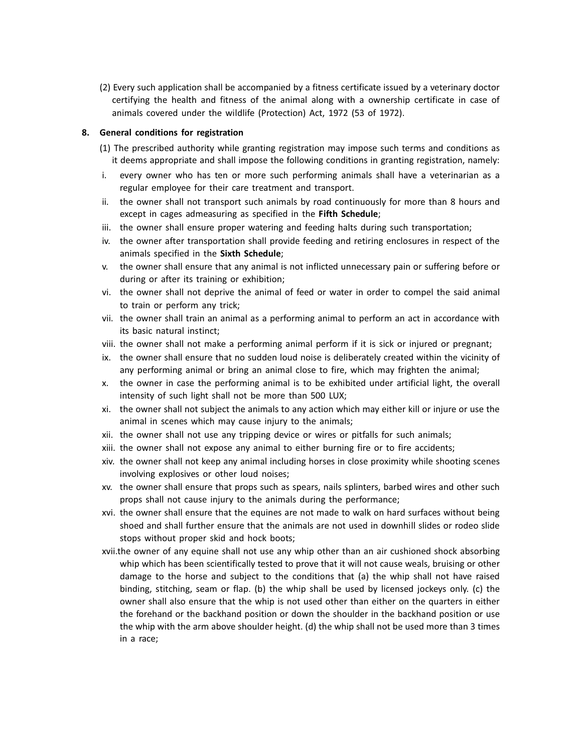(2) Every such application shall be accompanied by a fitness certificate issued by a veterinary doctor certifying the health and fitness of the animal along with a ownership certificate in case of animals covered under the wildlife (Protection) Act, 1972 (53 of 1972).

**8. General conditions for registration**

(1) The prescribed authority while granting registration may impose such terms and conditions as it deems appropriate and shall impose the following conditions in granting registration, namely:

i. every owner who has ten or more such performing animals shall have a veterinarian as a regular employee for their care treatment and transport.

ii. the owner shall not transport such animals by road continuously for more than 8 hours and except in cages admeasuring as specified in the **Fifth Schedule**;

iii. the owner shall ensure proper watering and feeding halts during such transportation;

iv. the owner after transportation shall provide feeding and retiring enclosures in respect of the animals specified in the **Sixth Schedule**;

v. the owner shall ensure that any animal is not inflicted unnecessary pain or suffering before or during or after its training or exhibition;

vi. the owner shall not deprive the animal of feed or water in order to compel the said animal to train or perform any trick;

vii. the owner shall train an animal as a performing animal to perform an act in accordance with its basic natural instinct;

viii. the owner shall not make a performing animal perform if it is sick or injured or pregnant;

ix. the owner shall ensure that no sudden loud noise is deliberately created within the vicinity of any performing animal or bring an animal close to fire, which may frighten the animal;

x. the owner in case the performing animal is to be exhibited under artificial light, the overall intensity of such light shall not be more than 500 LUX;

xi. the owner shall not subject the animals to any action which may either kill or injure or use the animal in scenes which may cause injury to the animals;

xii. the owner shall not use any tripping device or wires or pitfalls for such animals;

xiii. the owner shall not expose any animal to either burning fire or to fire accidents;

xiv. the owner shall not keep any animal including horses in close proximity while shooting scenes involving explosives or other loud noises;

xv. the owner shall ensure that props such as spears, nails splinters, barbed wires and other such props shall not cause injury to the animals during the performance;

xvi. the owner shall ensure that the equines are not made to walk on hard surfaces without being shoed and shall further ensure that the animals are not used in downhill slides or rodeo slide stops without proper skid and hock boots;

xvii. the owner of any equine shall not use any whip other than an air cushioned shock absorbing whip which has been scientifically tested to prove that it will not cause weals, bruising or other damage to the horse and subject to the conditions that (a) the whip shall not have raised binding, stitching, seam or flap. (b) the whip shall be used by licensed jockeys only. (c) the owner shall also ensure that the whip is not used other than either on the quarters in either the forehand or the backhand position or down the shoulder in the backhand position or use the whip with the arm above shoulder height. (d) the whip shall not be used more than 3 times in a race;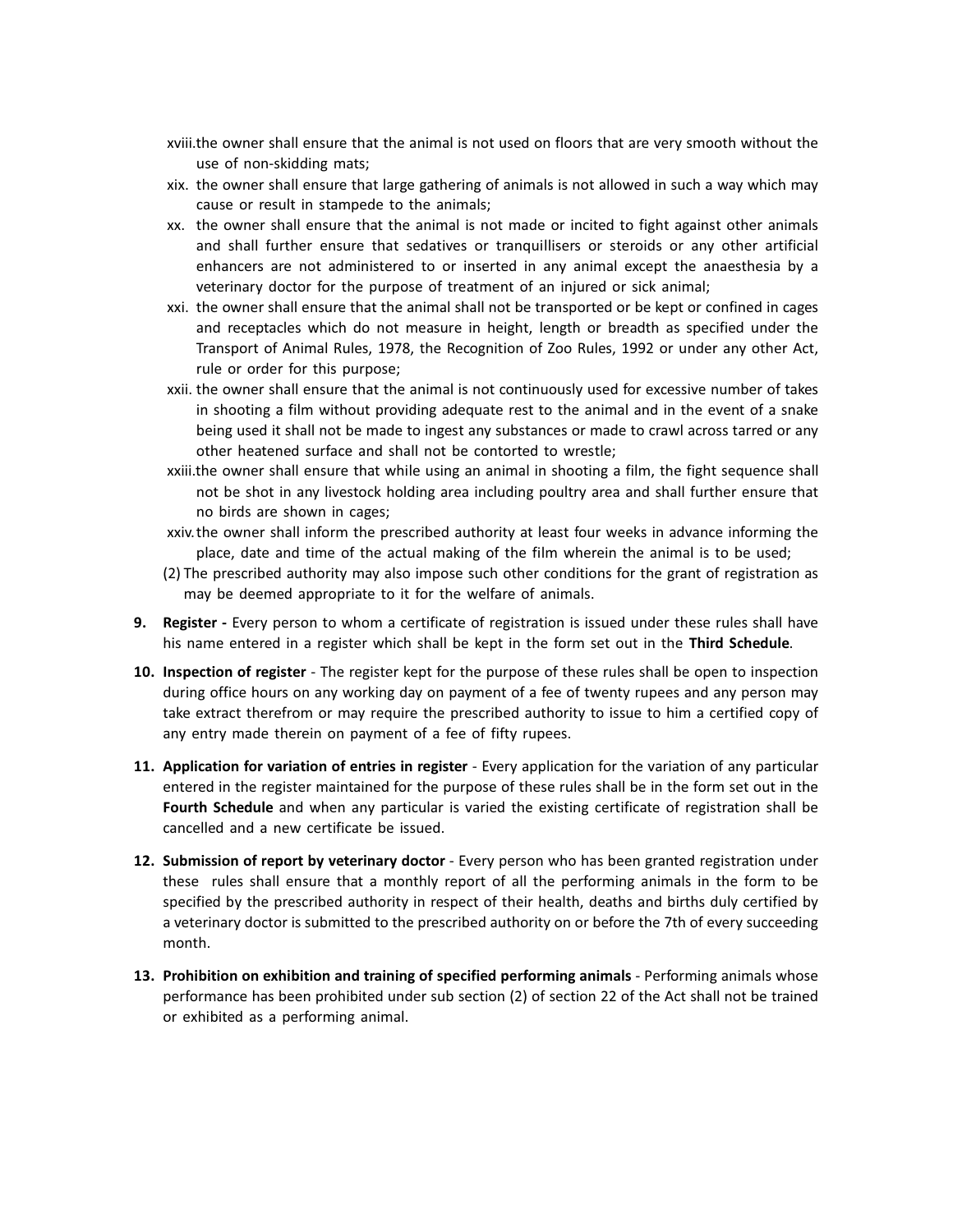xviii. the owner shall ensure that the animal is not used on floors that are very smooth without the use of non-skidding mats;

xix. the owner shall ensure that large gathering of animals is not allowed in such a way which may cause or result in stampede to the animals;

xx. the owner shall ensure that the animal is not made or incited to fight against other animals and shall further ensure that sedatives or tranquillisers or steroids or any other artificial enhancers are not administered to or inserted in any animal except the anaesthesia by a veterinary doctor for the purpose of treatment of an injured or sick animal;

xxi. the owner shall ensure that the animal shall not be transported or be kept or confined in cages and receptacles which do not measure in height, length or breadth as specified under the Transport of Animal Rules, 1978, the Recognition of Zoo Rules, 1992 or under any other Act, rule or order for this purpose;

xxii. the owner shall ensure that the animal is not continuously used for excessive number of takes in shooting a film without providing adequate rest to the animal and in the event of a snake being used it shall not be made to ingest any substances or made to crawl across tarred or any other heatened surface and shall not be contorted to wrestle;

xxiii. the owner shall ensure that while using an animal in shooting a film, the fight sequence shall not be shot in any livestock holding area including poultry area and shall further ensure that no birds are shown in cages;

xxiv. the owner shall inform the prescribed authority at least four weeks in advance informing the place, date and time of the actual making of the film wherein the animal is to be used;

(2) The prescribed authority may also impose such other conditions for the grant of registration as may be deemed appropriate to it for the welfare of animals.

**9. Register -** Every person to whom a certificate of registration is issued under these rules shall have his name entered in a register which shall be kept in the form set out in the **Third Schedule**.

**10. Inspection of register** - The register kept for the purpose of these rules shall be open to inspection during office hours on any working day on payment of a fee of twenty rupees and any person may take extract therefrom or may require the prescribed authority to issue to him a certified copy of any entry made therein on payment of a fee of fifty rupees.

**11. Application for variation of entries in register** - Every application for the variation of any particular entered in the register maintained for the purpose of these rules shall be in the form set out in the **Fourth Schedule** and when any particular is varied the existing certificate of registration shall be cancelled and a new certificate be issued.

**12. Submission of report by veterinary doctor** - Every person who has been granted registration under these rules shall ensure that a monthly report of all the performing animals in the form to be specified by the prescribed authority in respect of their health, deaths and births duly certified by a veterinary doctor is submitted to the prescribed authority on or before the 7th of every succeeding month.

**13. Prohibition on exhibition and training of specified performing animals** - Performing animals whose performance has been prohibited under sub section (2) of section 22 of the Act shall not be trained or exhibited as a performing animal.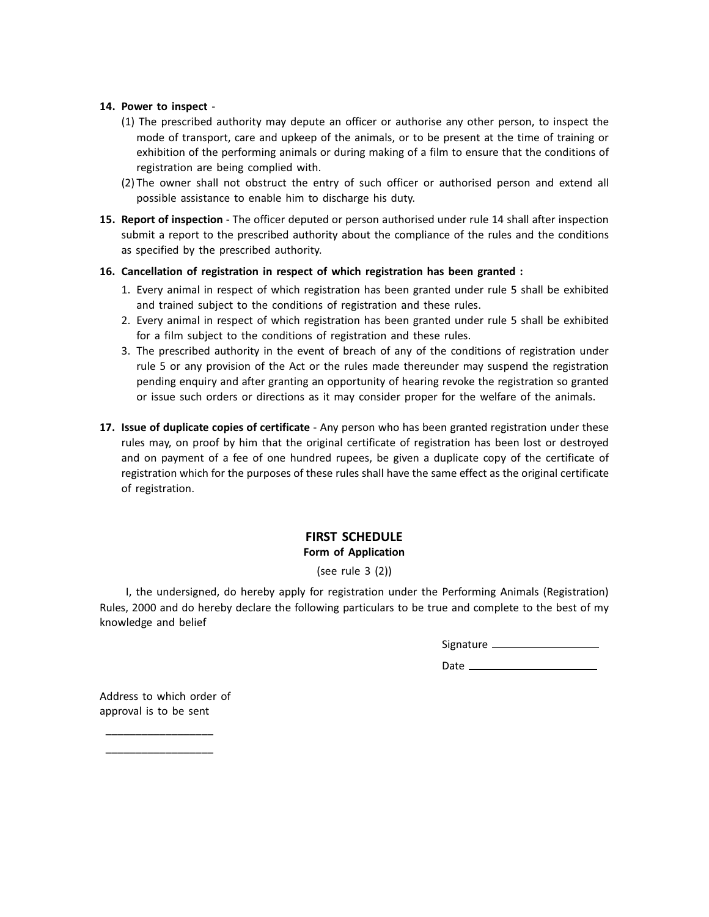**14. Power to inspect** -

(1) The prescribed authority may depute an officer or authorise any other person, to inspect the mode of transport, care and upkeep of the animals, or to be present at the time of training or exhibition of the performing animals or during making of a film to ensure that the conditions of registration are being complied with.

(2) The owner shall not obstruct the entry of such officer or authorised person and extend all possible assistance to enable him to discharge his duty.

**15. Report of inspection** - The officer deputed or person authorised under rule 14 shall after inspection submit a report to the prescribed authority about the compliance of the rules and the conditions as specified by the prescribed authority.

**16. Cancellation of registration in respect of which registration has been granted :**

1. Every animal in respect of which registration has been granted under rule 5 shall be exhibited and trained subject to the conditions of registration and these rules.
2. Every animal in respect of which registration has been granted under rule 5 shall be exhibited for a film subject to the conditions of registration and these rules.
3. The prescribed authority in the event of breach of any of the conditions of registration under rule 5 or any provision of the Act or the rules made thereunder may suspend the registration pending enquiry and after granting an opportunity of hearing revoke the registration so granted or issue such orders or directions as it may consider proper for the welfare of the animals.

**17. Issue of duplicate copies of certificate** - Any person who has been granted registration under these rules may, on proof by him that the original certificate of registration has been lost or destroyed and on payment of a fee of one hundred rupees, be given a duplicate copy of the certificate of registration which for the purposes of these rules shall have the same effect as the original certificate of registration.

## FIRST SCHEDULE

### Form of Application

(see rule 3 (2))

I, the undersigned, do hereby apply for registration under the Performing Animals (Registration) Rules, 2000 and do hereby declare the following particulars to be true and complete to the best of my knowledge and belief

Signature ____________________

Date ________________________

Address to which order of approval is to be sent

____________________

____________________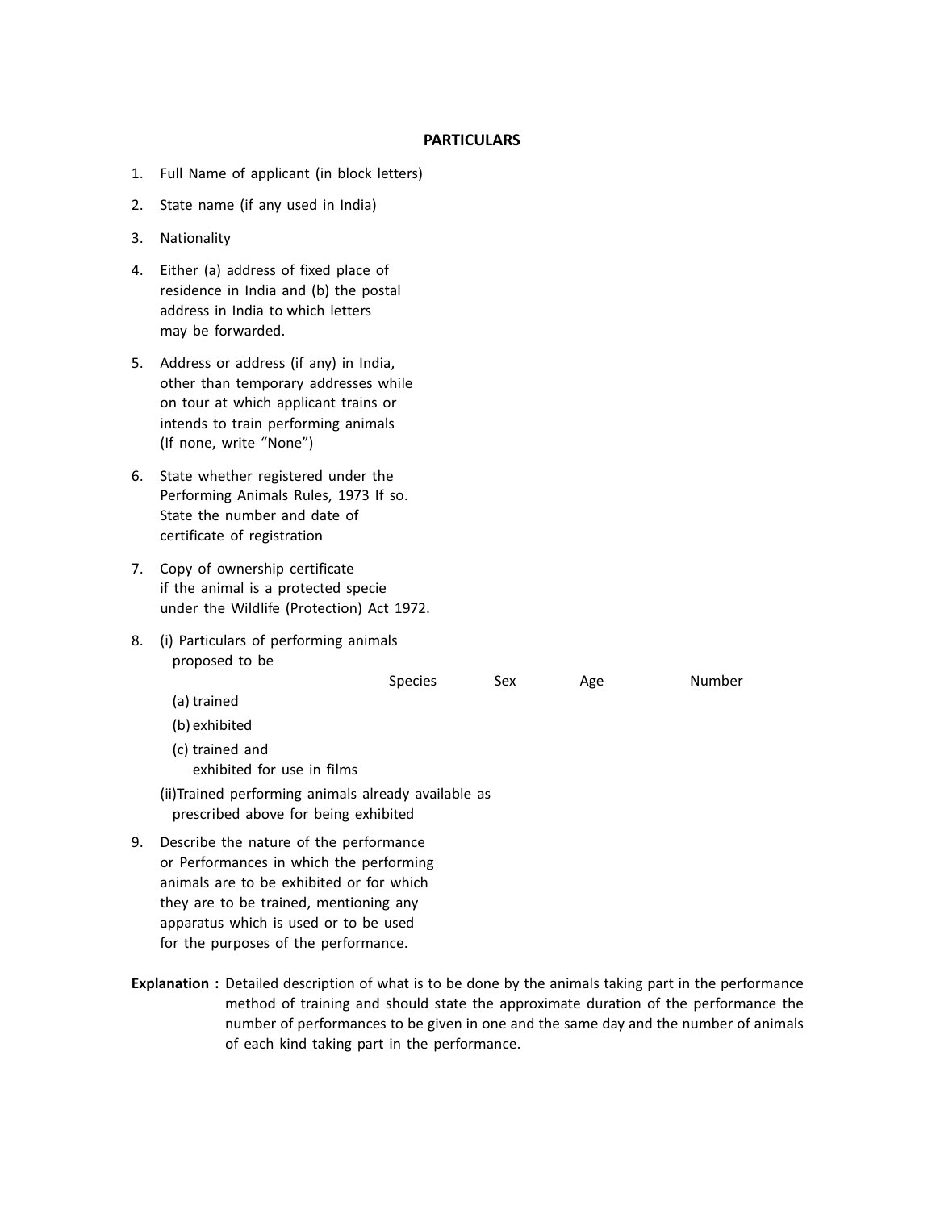**PARTICULARS**

1. Full Name of applicant (in block letters)
2. State name (if any used in India)
3. Nationality
4. Either (a) address of fixed place of residence in India and (b) the postal address in India to which letters may be forwarded.
5. Address or address (if any) in India, other than temporary addresses while on tour at which applicant trains or intends to train performing animals (If none, write "None")
6. State whether registered under the Performing Animals Rules, 1973 If so. State the number and date of certificate of registration
7. Copy of ownership certificate if the animal is a protected specie under the Wildlife (Protection) Act 1972.
8. (i) Particulars of performing animals proposed to be

| | Species | Sex | Age | Number |
|---|---|---|---|---|
| (a) trained | | | | |
| (b) exhibited | | | | |
| (c) trained and exhibited for use in films | | | | |

   (ii) Trained performing animals already available as prescribed above for being exhibited

9. Describe the nature of the performance or Performances in which the performing animals are to be exhibited or for which they are to be trained, mentioning any apparatus which is used or to be used for the purposes of the performance.

**Explanation :** Detailed description of what is to be done by the animals taking part in the performance method of training and should state the approximate duration of the performance the number of performances to be given in one and the same day and the number of animals of each kind taking part in the performance.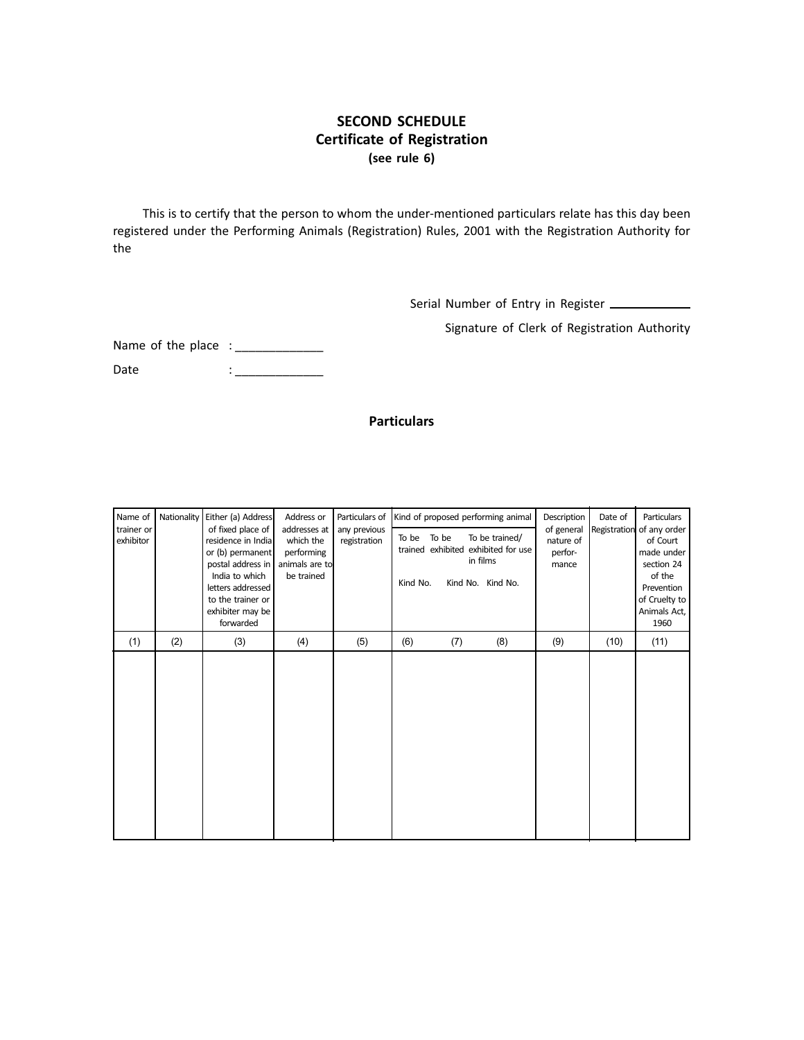## SECOND SCHEDULE
### Certificate of Registration
**(see rule 6)**

This is to certify that the person to whom the under-mentioned particulars relate has this day been registered under the Performing Animals (Registration) Rules, 2001 with the Registration Authority for the

Serial Number of Entry in Register ____________

Signature of Clerk of Registration Authority

Name of the place : _____________

Date : _____________

**Particulars**

| Name of trainer or exhibitor | Nationality | Either (a) Address of fixed place of residence in India or (b) permanent postal address in India to which letters addressed to the trainer or exhibiter may be forwarded | Address or addresses at which the performing animals are to be trained | Particulars of any previous registration | Kind of proposed performing animal | | | Description of general nature of perfor-mance | Date of Registration | Particulars of any order of Court made under section 24 of the Prevention of Cruelty to Animals Act, 1960 |
|---|---|---|---|---|---|---|---|---|---|---|
| | | | | | To be trained<br>Kind No. | To be exhibited<br>Kind No. | To be trained/ exhibited for use in films<br>Kind No. | | | |
| (1) | (2) | (3) | (4) | (5) | (6) | (7) | (8) | (9) | (10) | (11) |
| | | | | | | | | | | |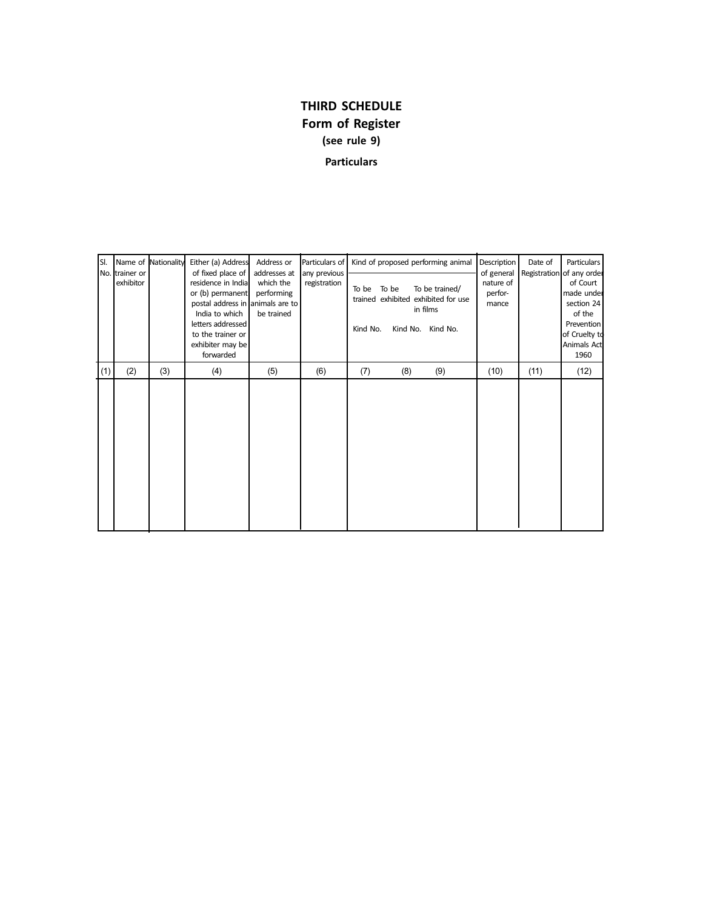# THIRD SCHEDULE

## Form of Register

**(see rule 9)**

**Particulars**

| Sl. No. | Name of trainer or exhibitor | Nationality | Either (a) Address of fixed place of residence in India or (b) permanent postal address in India to which letters addressed to the trainer or exhibiter may be forwarded | Address or addresses at which the performing animals are to be trained | Particulars of any previous registration | Kind of proposed performing animal | | | Description of general nature of performance | Date of Registration | Particulars of any order of Court made under section 24 of the Prevention of Cruelty to Animals Act 1960 |
|---|---|---|---|---|---|---|---|---|---|---|---|
| | | | | | | To be trained Kind No. | To be exhibited Kind No. | To be trained/ exhibited for use in films Kind No. | | | |
| (1) | (2) | (3) | (4) | (5) | (6) | (7) | (8) | (9) | (10) | (11) | (12) |
| | | | | | | | | | | | |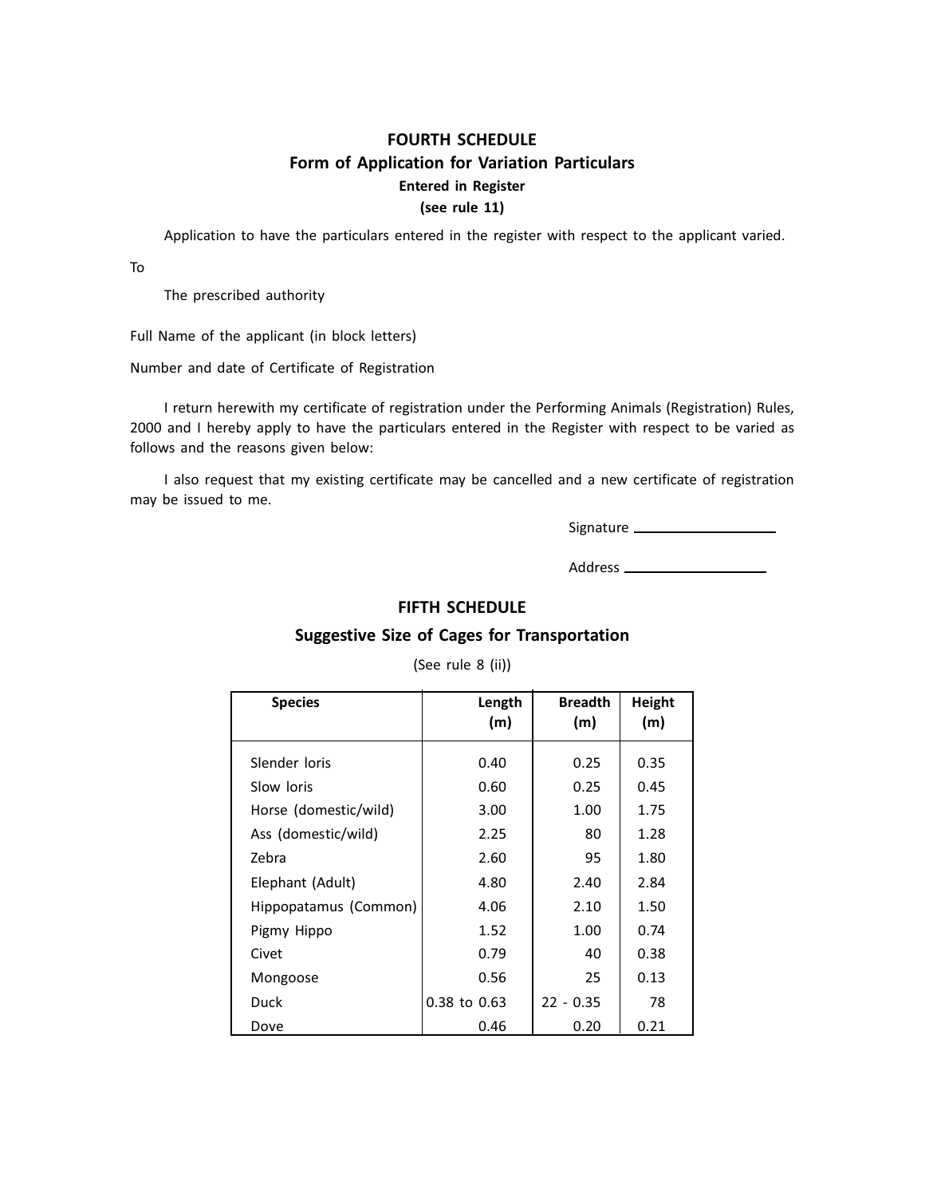## FOURTH SCHEDULE

### Form of Application for Variation Particulars

**Entered in Register**

**(see rule 11)**

Application to have the particulars entered in the register with respect to the applicant varied.

To

The prescribed authority

Full Name of the applicant (in block letters)

Number and date of Certificate of Registration

I return herewith my certificate of registration under the Performing Animals (Registration) Rules, 2000 and I hereby apply to have the particulars entered in the Register with respect to be varied as follows and the reasons given below:

I also request that my existing certificate may be cancelled and a new certificate of registration may be issued to me.

Signature ____________________

Address ____________________

## FIFTH SCHEDULE

### Suggestive Size of Cages for Transportation

(See rule 8 (ii))

| Species | Length (m) | Breadth (m) | Height (m) |
|---|---|---|---|
| Slender loris | 0.40 | 0.25 | 0.35 |
| Slow loris | 0.60 | 0.25 | 0.45 |
| Horse (domestic/wild) | 3.00 | 1.00 | 1.75 |
| Ass (domestic/wild) | 2.25 | 80 | 1.28 |
| Zebra | 2.60 | 95 | 1.80 |
| Elephant (Adult) | 4.80 | 2.40 | 2.84 |
| Hippopatamus (Common) | 4.06 | 2.10 | 1.50 |
| Pigmy Hippo | 1.52 | 1.00 | 0.74 |
| Civet | 0.79 | 40 | 0.38 |
| Mongoose | 0.56 | 25 | 0.13 |
| Duck | 0.38 to 0.63 | 22 - 0.35 | 78 |
| Dove | 0.46 | 0.20 | 0.21 |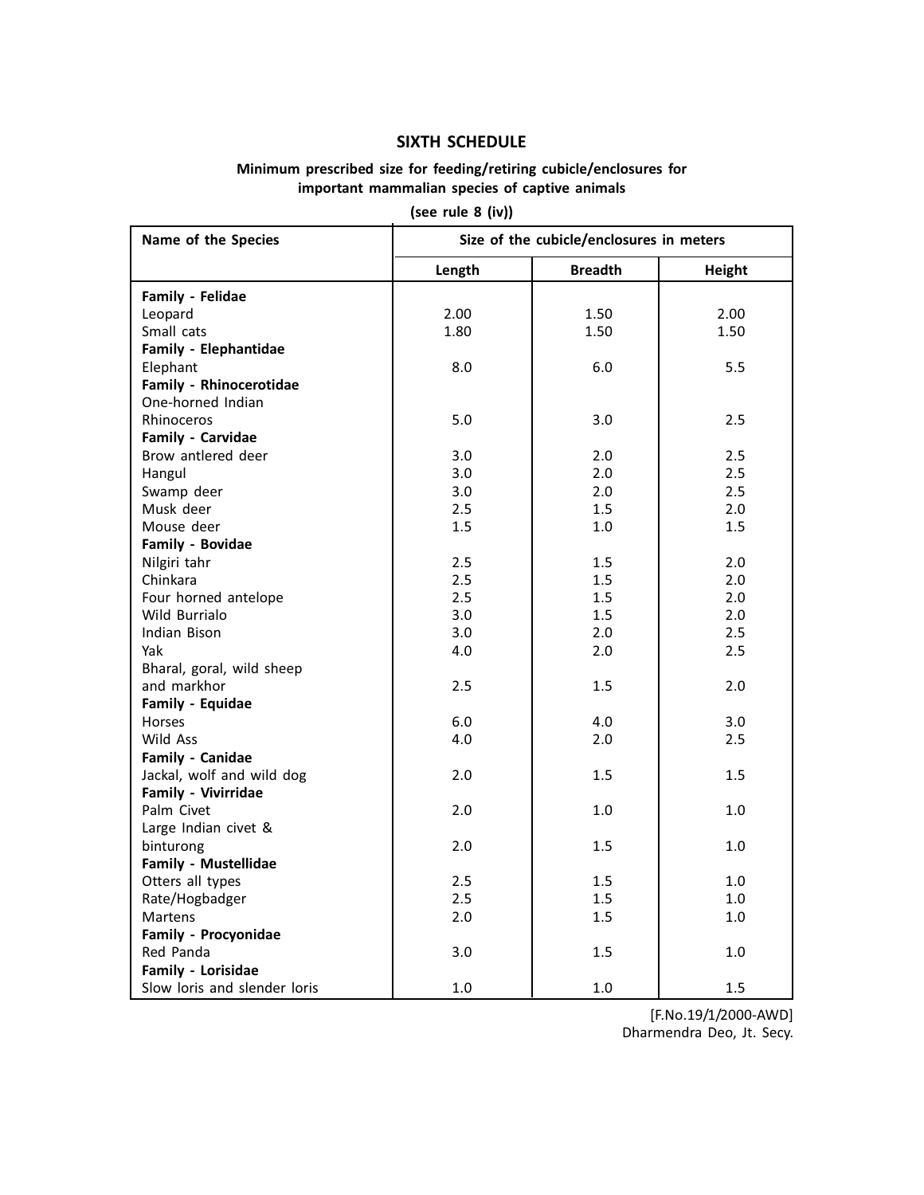## SIXTH SCHEDULE

**Minimum prescribed size for feeding/retiring cubicle/enclosures for important mammalian species of captive animals**

**(see rule 8 (iv))**

| Name of the Species | Size of the cubicle/enclosures in meters | | |
|---|---|---|---|
| | **Length** | **Breadth** | **Height** |
| **Family - Felidae** | | | |
| Leopard | 2.00 | 1.50 | 2.00 |
| Small cats | 1.80 | 1.50 | 1.50 |
| **Family - Elephantidae** | | | |
| Elephant | 8.0 | 6.0 | 5.5 |
| **Family - Rhinocerotidae** | | | |
| One-horned Indian Rhinoceros | 5.0 | 3.0 | 2.5 |
| **Family - Carvidae** | | | |
| Brow antlered deer | 3.0 | 2.0 | 2.5 |
| Hangul | 3.0 | 2.0 | 2.5 |
| Swamp deer | 3.0 | 2.0 | 2.5 |
| Musk deer | 2.5 | 1.5 | 2.0 |
| Mouse deer | 1.5 | 1.0 | 1.5 |
| **Family - Bovidae** | | | |
| Nilgiri tahr | 2.5 | 1.5 | 2.0 |
| Chinkara | 2.5 | 1.5 | 2.0 |
| Four horned antelope | 2.5 | 1.5 | 2.0 |
| Wild Burrialo | 3.0 | 1.5 | 2.0 |
| Indian Bison | 3.0 | 2.0 | 2.5 |
| Yak | 4.0 | 2.0 | 2.5 |
| Bharal, goral, wild sheep and markhor | 2.5 | 1.5 | 2.0 |
| **Family - Equidae** | | | |
| Horses | 6.0 | 4.0 | 3.0 |
| Wild Ass | 4.0 | 2.0 | 2.5 |
| **Family - Canidae** | | | |
| Jackal, wolf and wild dog | 2.0 | 1.5 | 1.5 |
| **Family - Vivirridae** | | | |
| Palm Civet | 2.0 | 1.0 | 1.0 |
| Large Indian civet & binturong | 2.0 | 1.5 | 1.0 |
| **Family - Mustellidae** | | | |
| Otters all types | 2.5 | 1.5 | 1.0 |
| Rate/Hogbadger | 2.5 | 1.5 | 1.0 |
| Martens | 2.0 | 1.5 | 1.0 |
| **Family - Procyonidae** | | | |
| Red Panda | 3.0 | 1.5 | 1.0 |
| **Family - Lorisidae** | | | |
| Slow loris and slender loris | 1.0 | 1.0 | 1.5 |

[F.No.19/1/2000-AWD]
Dharmendra Deo, Jt. Secy.